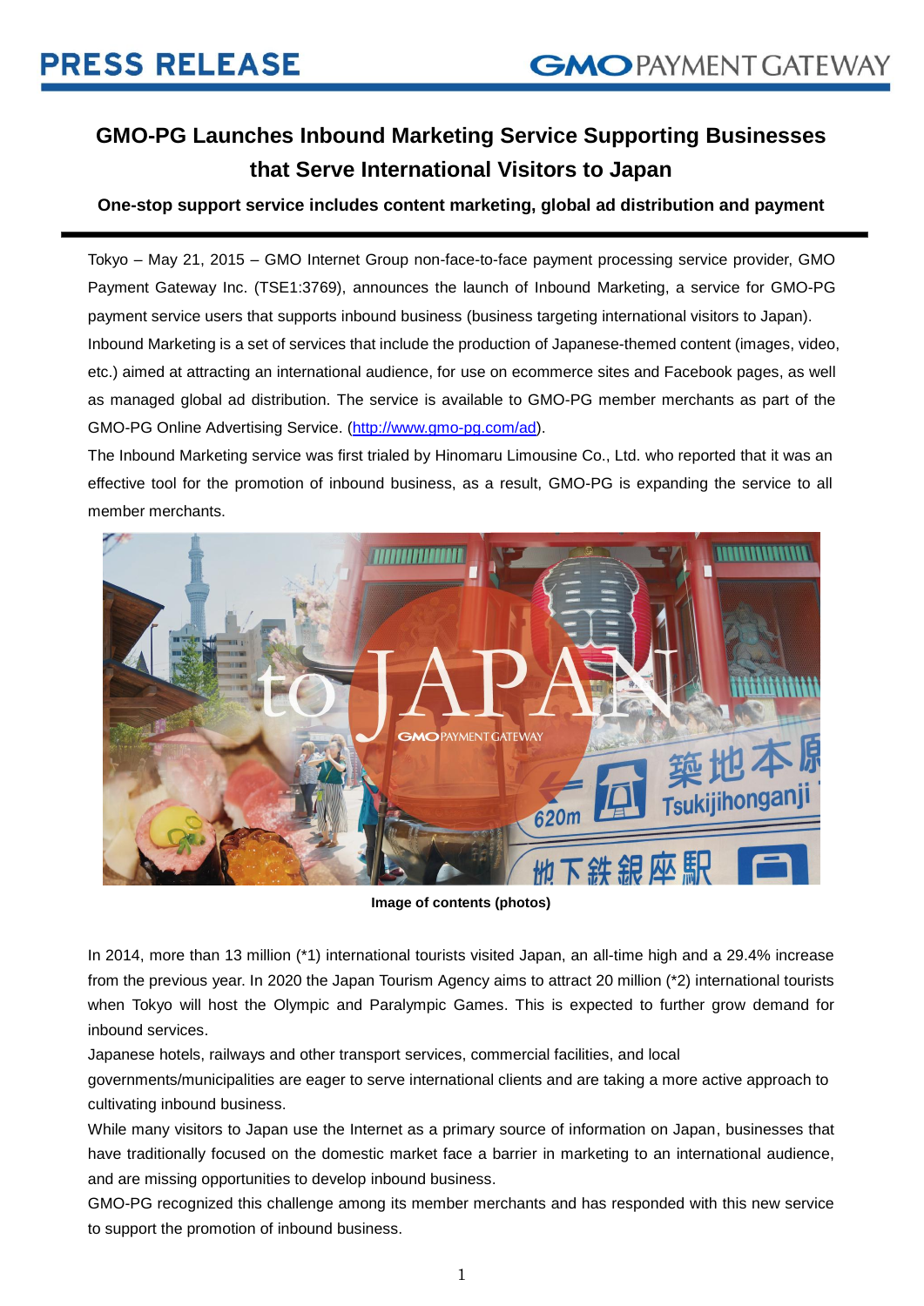PRESS RELEASE

# GMO-PG Launches Inbound Marketing Service Supporting Businesses that Serve International Visitors to Japan

**One-stop support service includes content marketing, global ad distribution and payment**

Tokyo – May 21, 2015 – GMO Internet Group non-face-to-face payment processing service provider, GMO Payment Gateway Inc. (TSE1:3769), announces the launch of Inbound Marketing, a service for GMO-PG payment service users that supports inbound business (business targeting international visitors to Japan). Inbound Marketing is a set of services that include the production of Japanese-themed content (images, video, etc.) aimed at attracting an international audience, for use on ecommerce sites and Facebook pages, as well as managed global ad distribution. The service is available to GMO-PG member merchants as part of the GMO-PG Online Advertising Service. (http://www.gmo-pg.com/ad).

The Inbound Marketing service was first trialed by Hinomaru Limousine Co., Ltd. who reported that it was an effective tool for the promotion of inbound business, as a result, GMO-PG is expanding the service to all member merchants.

**Image of contents (photos)**

In 2014, more than 13 million (*1) international tourists visited Japan, an all-time high and a 29.4% increase from the previous year. In 2020 the Japan Tourism Agency aims to attract 20 million (*2) international tourists when Tokyo will host the Olympic and Paralympic Games. This is expected to further grow demand for inbound services.

Japanese hotels, railways and other transport services, commercial facilities, and local governments/municipalities are eager to serve international clients and are taking a more active approach to cultivating inbound business.

While many visitors to Japan use the Internet as a primary source of information on Japan, businesses that have traditionally focused on the domestic market face a barrier in marketing to an international audience, and are missing opportunities to develop inbound business.

GMO-PG recognized this challenge among its member merchants and has responded with this new service to support the promotion of inbound business.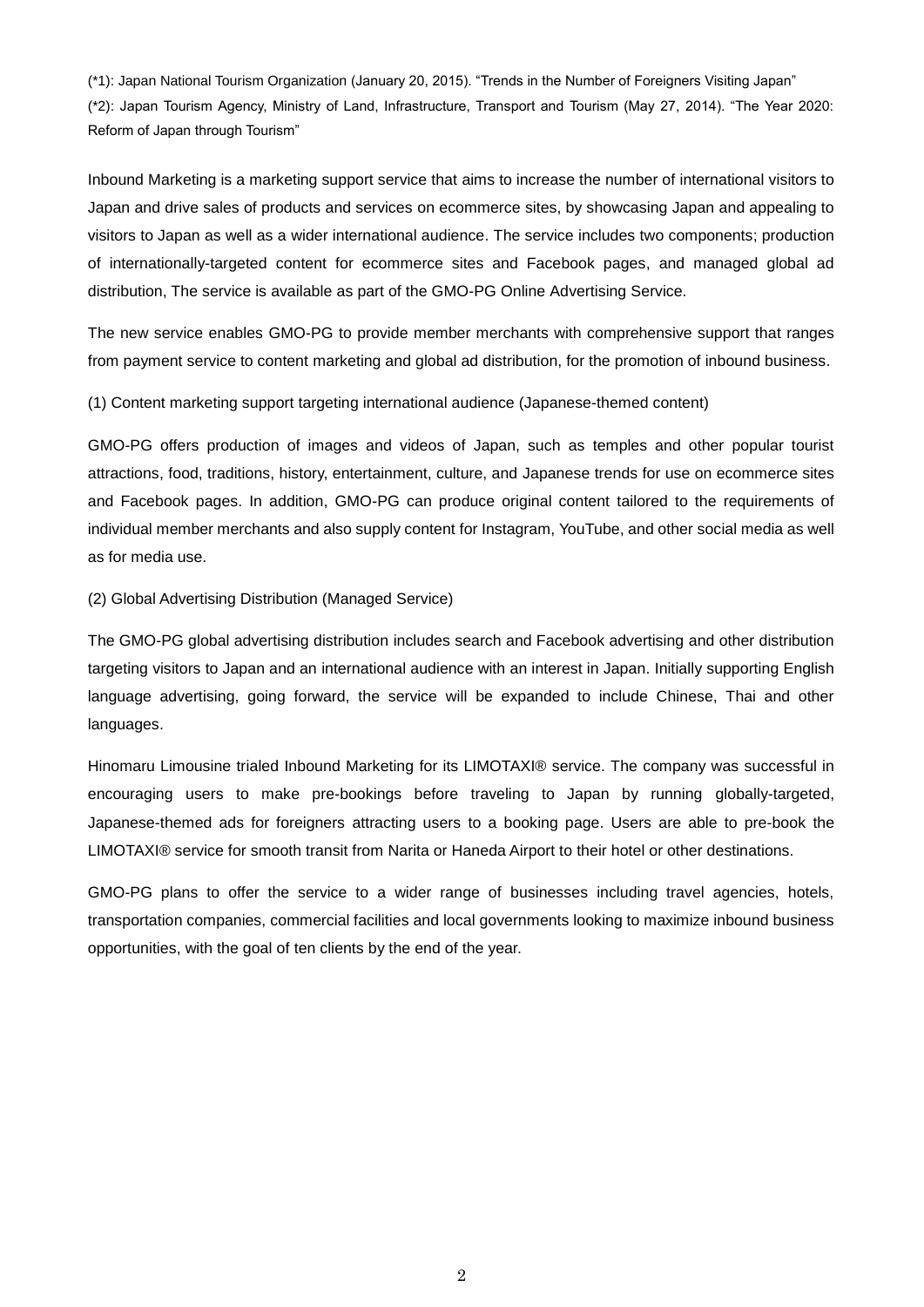(*1): Japan National Tourism Organization (January 20, 2015). "Trends in the Number of Foreigners Visiting Japan"
(*2): Japan Tourism Agency, Ministry of Land, Infrastructure, Transport and Tourism (May 27, 2014). "The Year 2020: Reform of Japan through Tourism"

Inbound Marketing is a marketing support service that aims to increase the number of international visitors to Japan and drive sales of products and services on ecommerce sites, by showcasing Japan and appealing to visitors to Japan as well as a wider international audience. The service includes two components; production of internationally-targeted content for ecommerce sites and Facebook pages, and managed global ad distribution, The service is available as part of the GMO-PG Online Advertising Service.

The new service enables GMO-PG to provide member merchants with comprehensive support that ranges from payment service to content marketing and global ad distribution, for the promotion of inbound business.

(1) Content marketing support targeting international audience (Japanese-themed content)

GMO-PG offers production of images and videos of Japan, such as temples and other popular tourist attractions, food, traditions, history, entertainment, culture, and Japanese trends for use on ecommerce sites and Facebook pages. In addition, GMO-PG can produce original content tailored to the requirements of individual member merchants and also supply content for Instagram, YouTube, and other social media as well as for media use.

(2) Global Advertising Distribution (Managed Service)

The GMO-PG global advertising distribution includes search and Facebook advertising and other distribution targeting visitors to Japan and an international audience with an interest in Japan. Initially supporting English language advertising, going forward, the service will be expanded to include Chinese, Thai and other languages.

Hinomaru Limousine trialed Inbound Marketing for its LIMOTAXI® service. The company was successful in encouraging users to make pre-bookings before traveling to Japan by running globally-targeted, Japanese-themed ads for foreigners attracting users to a booking page. Users are able to pre-book the LIMOTAXI® service for smooth transit from Narita or Haneda Airport to their hotel or other destinations.

GMO-PG plans to offer the service to a wider range of businesses including travel agencies, hotels, transportation companies, commercial facilities and local governments looking to maximize inbound business opportunities, with the goal of ten clients by the end of the year.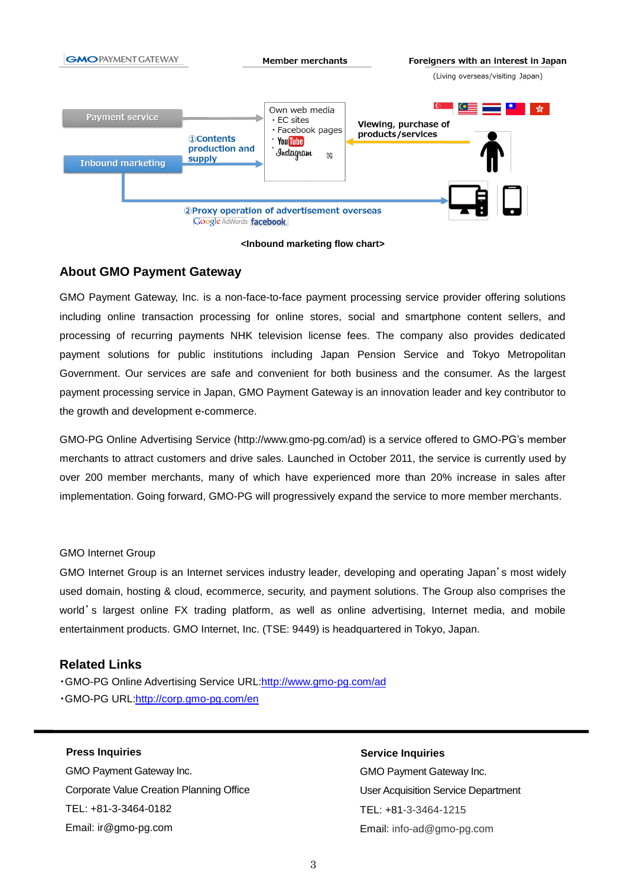GMO PAYMENT GATEWAY | Member merchants | Foreigners with an interest in Japan (Living overseas/visiting Japan)

Payment service

Inbound marketing

①Contents production and supply

Own web media
・EC sites
・Facebook pages
・YouTube
・Instagram 等

Viewing, purchase of products/services

②Proxy operation of advertisement overseas
Google AdWords facebook

<Inbound marketing flow chart>

## About GMO Payment Gateway

GMO Payment Gateway, Inc. is a non-face-to-face payment processing service provider offering solutions including online transaction processing for online stores, social and smartphone content sellers, and processing of recurring payments NHK television license fees. The company also provides dedicated payment solutions for public institutions including Japan Pension Service and Tokyo Metropolitan Government. Our services are safe and convenient for both business and the consumer. As the largest payment processing service in Japan, GMO Payment Gateway is an innovation leader and key contributor to the growth and development e-commerce.

GMO-PG Online Advertising Service (http://www.gmo-pg.com/ad) is a service offered to GMO-PG's member merchants to attract customers and drive sales. Launched in October 2011, the service is currently used by over 200 member merchants, many of which have experienced more than 20% increase in sales after implementation. Going forward, GMO-PG will progressively expand the service to more member merchants.

GMO Internet Group

GMO Internet Group is an Internet services industry leader, developing and operating Japan's most widely used domain, hosting & cloud, ecommerce, security, and payment solutions. The Group also comprises the world's largest online FX trading platform, as well as online advertising, Internet media, and mobile entertainment products. GMO Internet, Inc. (TSE: 9449) is headquartered in Tokyo, Japan.

## Related Links

・GMO-PG Online Advertising Service URL:http://www.gmo-pg.com/ad
・GMO-PG URL:http://corp.gmo-pg.com/en

---

**Press Inquiries**
GMO Payment Gateway Inc.
Corporate Value Creation Planning Office
TEL: +81-3-3464-0182
Email: ir@gmo-pg.com

**Service Inquiries**
GMO Payment Gateway Inc.
User Acquisition Service Department
TEL: +81-3-3464-1215
Email: info-ad@gmo-pg.com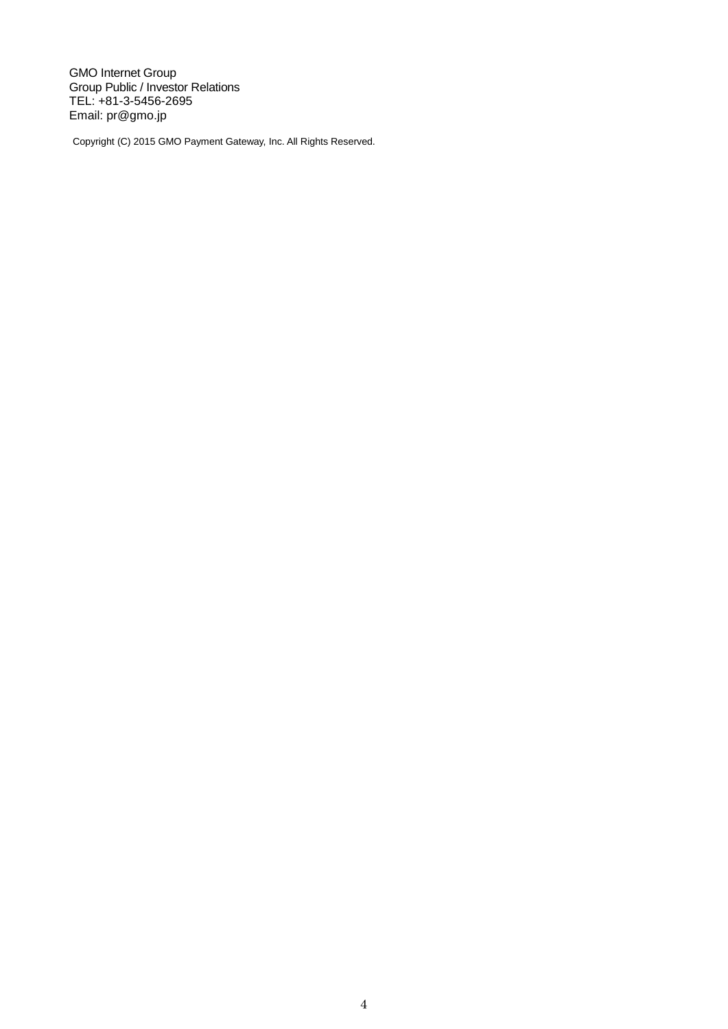GMO Internet Group
Group Public / Investor Relations
TEL: +81-3-5456-2695
Email: pr@gmo.jp

Copyright (C) 2015 GMO Payment Gateway, Inc. All Rights Reserved.